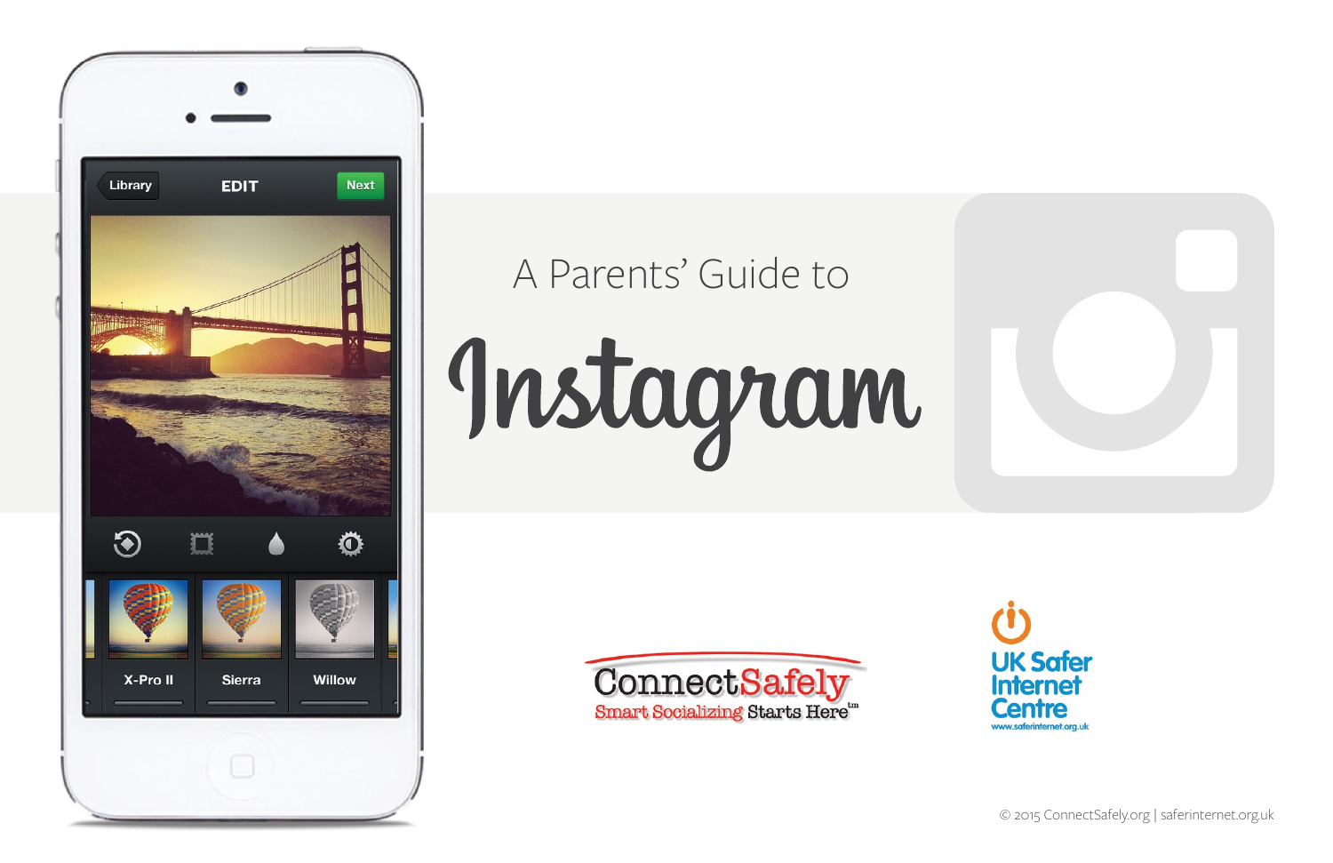# A Parents' Guide to Instagram

ConnectSafely — Smart Socializing Starts Here™

UK Safer Internet Centre — www.saferinternet.org.uk

© 2015 ConnectSafely.org | saferinternet.org.uk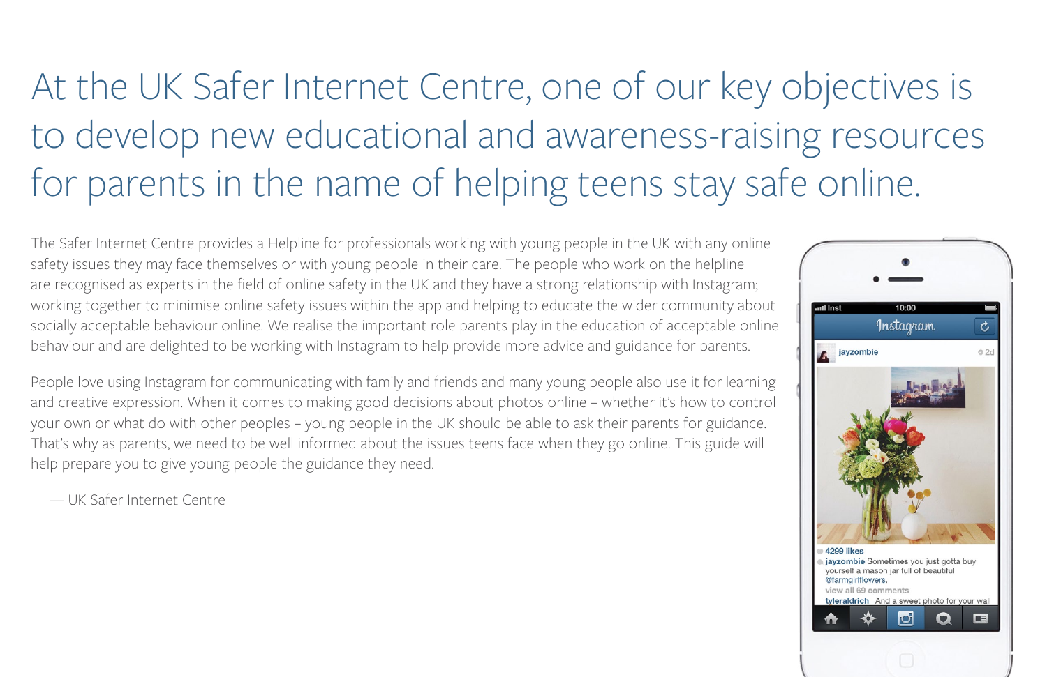# At the UK Safer Internet Centre, one of our key objectives is to develop new educational and awareness-raising resources for parents in the name of helping teens stay safe online.

The Safer Internet Centre provides a Helpline for professionals working with young people in the UK with any online safety issues they may face themselves or with young people in their care. The people who work on the helpline are recognised as experts in the field of online safety in the UK and they have a strong relationship with Instagram; working together to minimise online safety issues within the app and helping to educate the wider community about socially acceptable behaviour online. We realise the important role parents play in the education of acceptable online behaviour and are delighted to be working with Instagram to help provide more advice and guidance for parents.

People love using Instagram for communicating with family and friends and many young people also use it for learning and creative expression. When it comes to making good decisions about photos online – whether it's how to control your own or what do with other peoples – young people in the UK should be able to ask their parents for guidance. That's why as parents, we need to be well informed about the issues teens face when they go online. This guide will help prepare you to give young people the guidance they need.

— UK Safer Internet Centre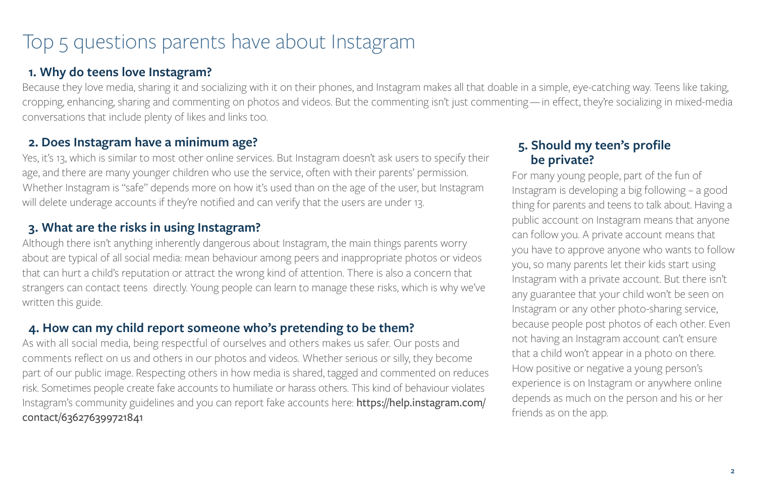# Top 5 questions parents have about Instagram

## 1. Why do teens love Instagram?

Because they love media, sharing it and socializing with it on their phones, and Instagram makes all that doable in a simple, eye-catching way. Teens like taking, cropping, enhancing, sharing and commenting on photos and videos. But the commenting isn't just commenting — in effect, they're socializing in mixed-media conversations that include plenty of likes and links too.

## 2. Does Instagram have a minimum age?

Yes, it's 13, which is similar to most other online services. But Instagram doesn't ask users to specify their age, and there are many younger children who use the service, often with their parents' permission. Whether Instagram is "safe" depends more on how it's used than on the age of the user, but Instagram will delete underage accounts if they're notified and can verify that the users are under 13.

## 3. What are the risks in using Instagram?

Although there isn't anything inherently dangerous about Instagram, the main things parents worry about are typical of all social media: mean behaviour among peers and inappropriate photos or videos that can hurt a child's reputation or attract the wrong kind of attention. There is also a concern that strangers can contact teens directly. Young people can learn to manage these risks, which is why we've written this guide.

## 4. How can my child report someone who's pretending to be them?

As with all social media, being respectful of ourselves and others makes us safer. Our posts and comments reflect on us and others in our photos and videos. Whether serious or silly, they become part of our public image. Respecting others in how media is shared, tagged and commented on reduces risk. Sometimes people create fake accounts to humiliate or harass others. This kind of behaviour violates Instagram's community guidelines and you can report fake accounts here: **https://help.instagram.com/contact/636276399721841**

## 5. Should my teen's profile be private?

For many young people, part of the fun of Instagram is developing a big following – a good thing for parents and teens to talk about. Having a public account on Instagram means that anyone can follow you. A private account means that you have to approve anyone who wants to follow you, so many parents let their kids start using Instagram with a private account. But there isn't any guarantee that your child won't be seen on Instagram or any other photo-sharing service, because people post photos of each other. Even not having an Instagram account can't ensure that a child won't appear in a photo on there. How positive or negative a young person's experience is on Instagram or anywhere online depends as much on the person and his or her friends as on the app.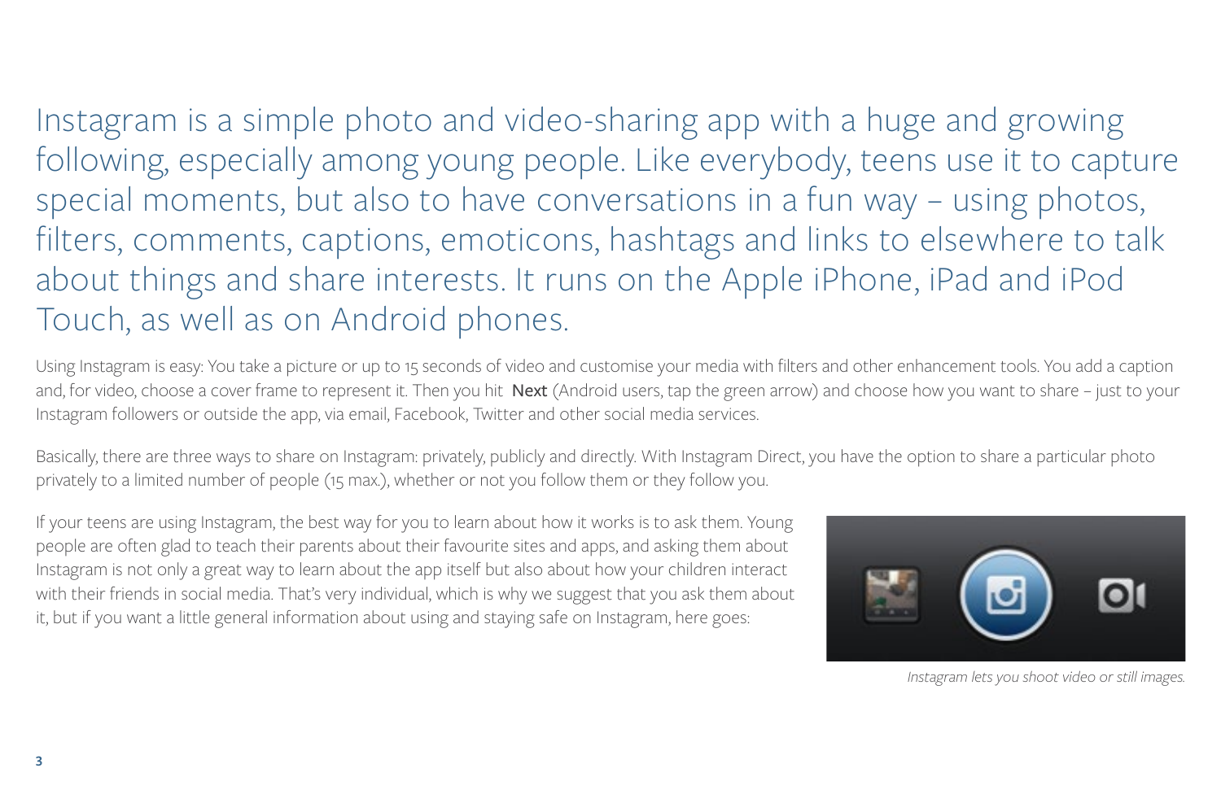Instagram is a simple photo and video-sharing app with a huge and growing following, especially among young people. Like everybody, teens use it to capture special moments, but also to have conversations in a fun way – using photos, filters, comments, captions, emoticons, hashtags and links to elsewhere to talk about things and share interests. It runs on the Apple iPhone, iPad and iPod Touch, as well as on Android phones.

Using Instagram is easy: You take a picture or up to 15 seconds of video and customise your media with filters and other enhancement tools. You add a caption and, for video, choose a cover frame to represent it. Then you hit **Next** (Android users, tap the green arrow) and choose how you want to share – just to your Instagram followers or outside the app, via email, Facebook, Twitter and other social media services.

Basically, there are three ways to share on Instagram: privately, publicly and directly. With Instagram Direct, you have the option to share a particular photo privately to a limited number of people (15 max.), whether or not you follow them or they follow you.

If your teens are using Instagram, the best way for you to learn about how it works is to ask them. Young people are often glad to teach their parents about their favourite sites and apps, and asking them about Instagram is not only a great way to learn about the app itself but also about how your children interact with their friends in social media. That's very individual, which is why we suggest that you ask them about it, but if you want a little general information about using and staying safe on Instagram, here goes:

*Instagram lets you shoot video or still images.*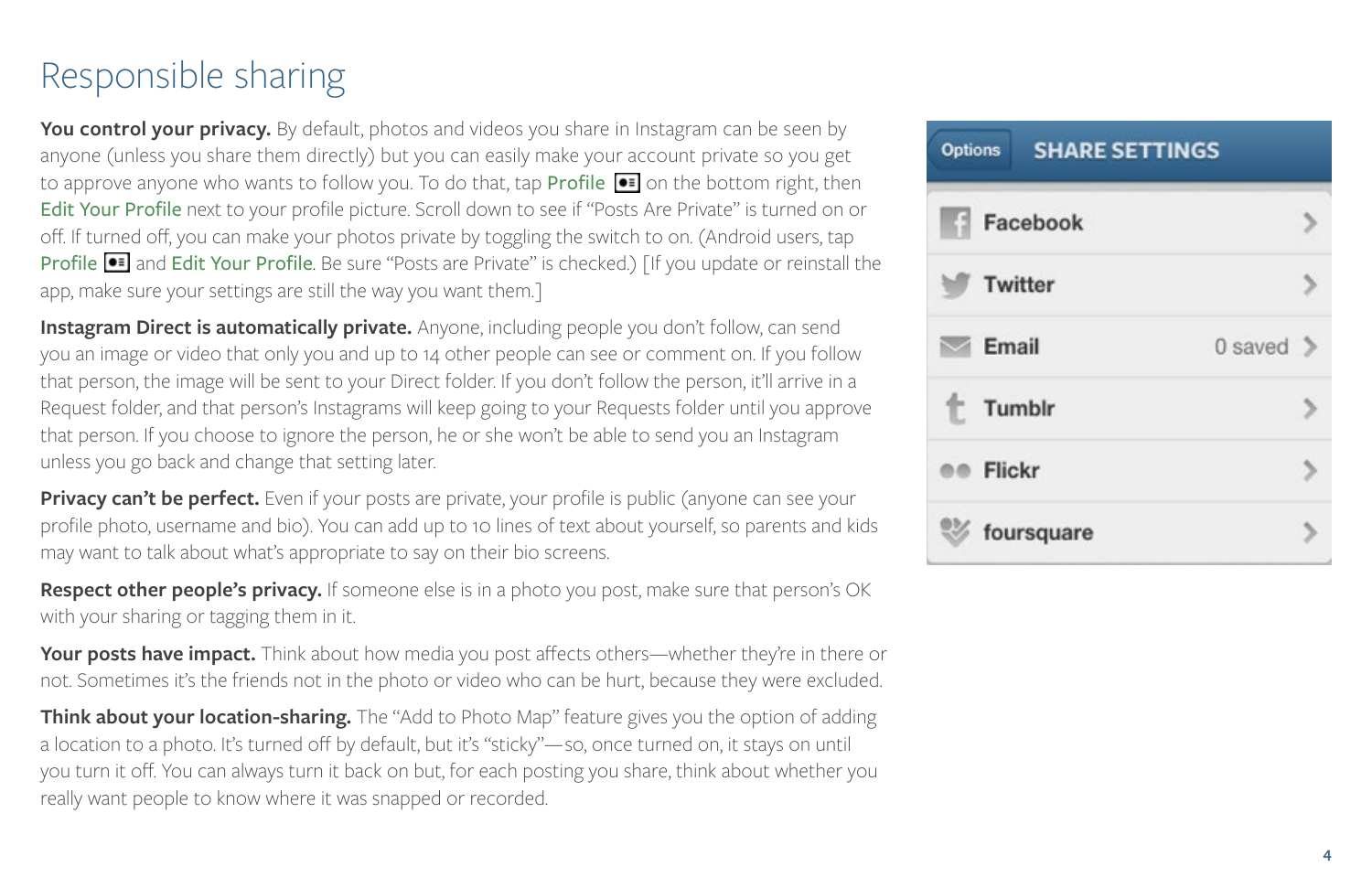# Responsible sharing

**You control your privacy.** By default, photos and videos you share in Instagram can be seen by anyone (unless you share them directly) but you can easily make your account private so you get to approve anyone who wants to follow you. To do that, tap Profile on the bottom right, then Edit Your Profile next to your profile picture. Scroll down to see if "Posts Are Private" is turned on or off. If turned off, you can make your photos private by toggling the switch to on. (Android users, tap Profile and Edit Your Profile. Be sure "Posts are Private" is checked.) [If you update or reinstall the app, make sure your settings are still the way you want them.]

**Instagram Direct is automatically private.** Anyone, including people you don't follow, can send you an image or video that only you and up to 14 other people can see or comment on. If you follow that person, the image will be sent to your Direct folder. If you don't follow the person, it'll arrive in a Request folder, and that person's Instagrams will keep going to your Requests folder until you approve that person. If you choose to ignore the person, he or she won't be able to send you an Instagram unless you go back and change that setting later.

**Privacy can't be perfect.** Even if your posts are private, your profile is public (anyone can see your profile photo, username and bio). You can add up to 10 lines of text about yourself, so parents and kids may want to talk about what's appropriate to say on their bio screens.

**Respect other people's privacy.** If someone else is in a photo you post, make sure that person's OK with your sharing or tagging them in it.

**Your posts have impact.** Think about how media you post affects others—whether they're in there or not. Sometimes it's the friends not in the photo or video who can be hurt, because they were excluded.

**Think about your location-sharing.** The "Add to Photo Map" feature gives you the option of adding a location to a photo. It's turned off by default, but it's "sticky"—so, once turned on, it stays on until you turn it off. You can always turn it back on but, for each posting you share, think about whether you really want people to know where it was snapped or recorded.

Options SHARE SETTINGS

- Facebook
- Twitter
- Email — 0 saved
- Tumblr
- Flickr
- foursquare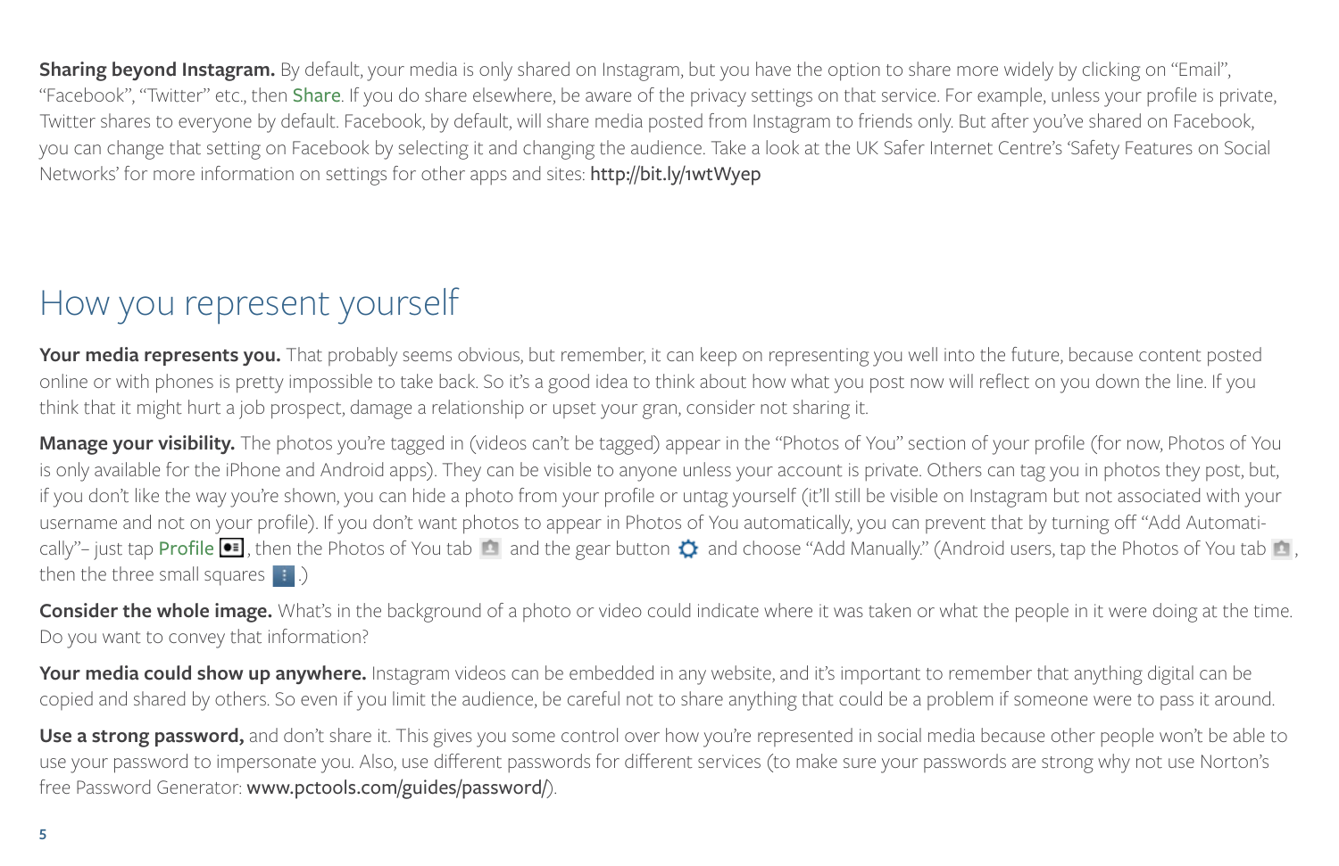**Sharing beyond Instagram.** By default, your media is only shared on Instagram, but you have the option to share more widely by clicking on "Email", "Facebook", "Twitter" etc., then Share. If you do share elsewhere, be aware of the privacy settings on that service. For example, unless your profile is private, Twitter shares to everyone by default. Facebook, by default, will share media posted from Instagram to friends only. But after you've shared on Facebook, you can change that setting on Facebook by selecting it and changing the audience. Take a look at the UK Safer Internet Centre's 'Safety Features on Social Networks' for more information on settings for other apps and sites: **http://bit.ly/1wtWyep**

## How you represent yourself

**Your media represents you.** That probably seems obvious, but remember, it can keep on representing you well into the future, because content posted online or with phones is pretty impossible to take back. So it's a good idea to think about how what you post now will reflect on you down the line. If you think that it might hurt a job prospect, damage a relationship or upset your gran, consider not sharing it.

**Manage your visibility.** The photos you're tagged in (videos can't be tagged) appear in the "Photos of You" section of your profile (for now, Photos of You is only available for the iPhone and Android apps). They can be visible to anyone unless your account is private. Others can tag you in photos they post, but, if you don't like the way you're shown, you can hide a photo from your profile or untag yourself (it'll still be visible on Instagram but not associated with your username and not on your profile). If you don't want photos to appear in Photos of You automatically, you can prevent that by turning off "Add Automatically"– just tap Profile, then the Photos of You tab and the gear button and choose "Add Manually." (Android users, tap the Photos of You tab, then the three small squares.)

**Consider the whole image.** What's in the background of a photo or video could indicate where it was taken or what the people in it were doing at the time. Do you want to convey that information?

**Your media could show up anywhere.** Instagram videos can be embedded in any website, and it's important to remember that anything digital can be copied and shared by others. So even if you limit the audience, be careful not to share anything that could be a problem if someone were to pass it around.

**Use a strong password,** and don't share it. This gives you some control over how you're represented in social media because other people won't be able to use your password to impersonate you. Also, use different passwords for different services (to make sure your passwords are strong why not use Norton's free Password Generator: **www.pctools.com/guides/password/**).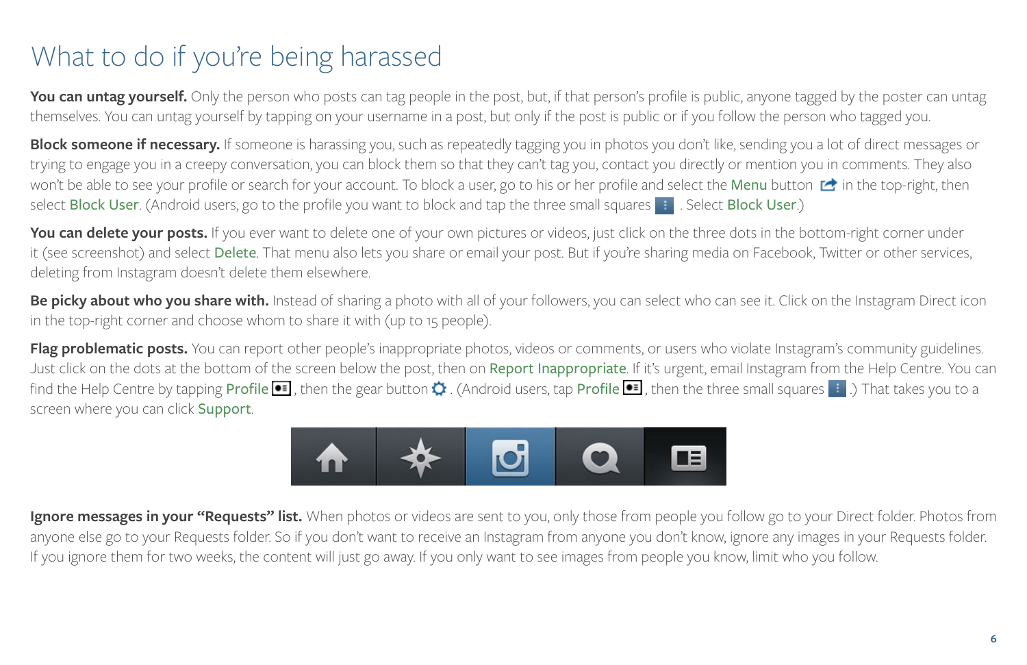# What to do if you're being harassed

**You can untag yourself.** Only the person who posts can tag people in the post, but, if that person's profile is public, anyone tagged by the poster can untag themselves. You can untag yourself by tapping on your username in a post, but only if the post is public or if you follow the person who tagged you.

**Block someone if necessary.** If someone is harassing you, such as repeatedly tagging you in photos you don't like, sending you a lot of direct messages or trying to engage you in a creepy conversation, you can block them so that they can't tag you, contact you directly or mention you in comments. They also won't be able to see your profile or search for your account. To block a user, go to his or her profile and select the Menu button in the top-right, then select Block User. (Android users, go to the profile you want to block and tap the three small squares . Select Block User.)

**You can delete your posts.** If you ever want to delete one of your own pictures or videos, just click on the three dots in the bottom-right corner under it (see screenshot) and select Delete. That menu also lets you share or email your post. But if you're sharing media on Facebook, Twitter or other services, deleting from Instagram doesn't delete them elsewhere.

**Be picky about who you share with.** Instead of sharing a photo with all of your followers, you can select who can see it. Click on the Instagram Direct icon in the top-right corner and choose whom to share it with (up to 15 people).

**Flag problematic posts.** You can report other people's inappropriate photos, videos or comments, or users who violate Instagram's community guidelines. Just click on the dots at the bottom of the screen below the post, then on Report Inappropriate. If it's urgent, email Instagram from the Help Centre. You can find the Help Centre by tapping Profile , then the gear button . (Android users, tap Profile , then the three small squares .) That takes you to a screen where you can click Support.

**Ignore messages in your "Requests" list.** When photos or videos are sent to you, only those from people you follow go to your Direct folder. Photos from anyone else go to your Requests folder. So if you don't want to receive an Instagram from anyone you don't know, ignore any images in your Requests folder. If you ignore them for two weeks, the content will just go away. If you only want to see images from people you know, limit who you follow.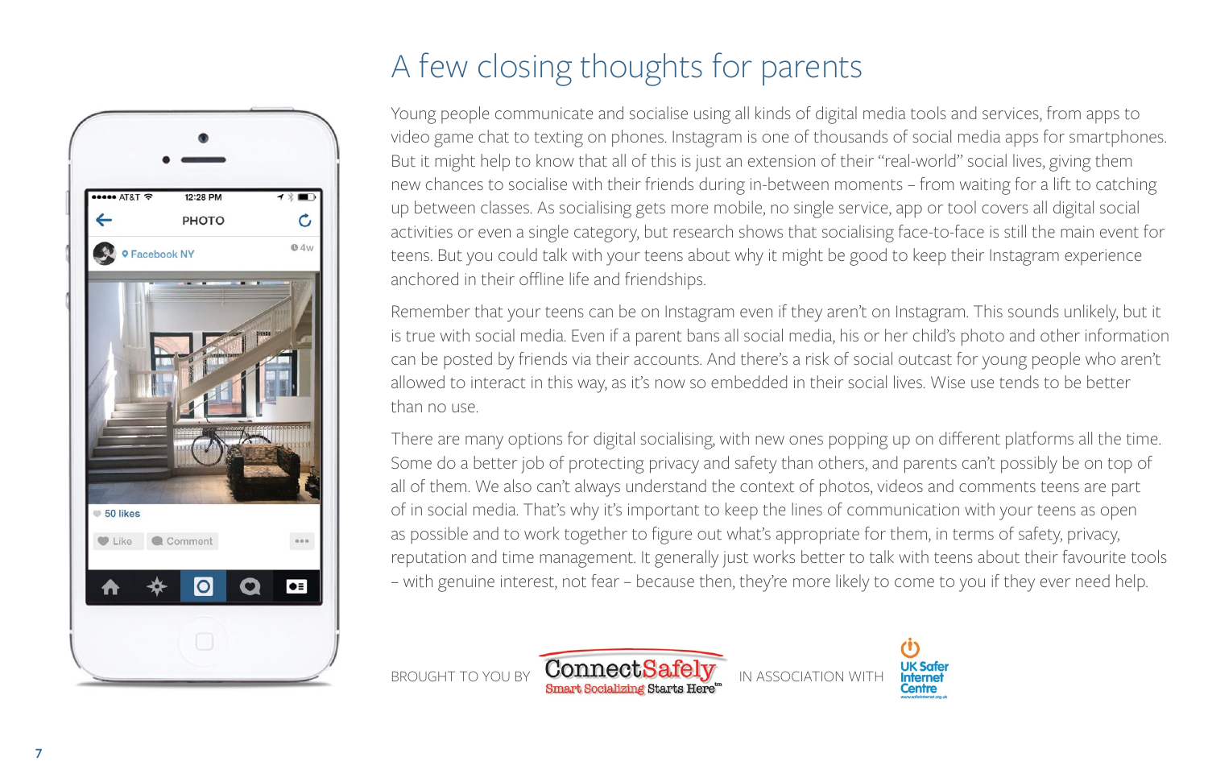# A few closing thoughts for parents

Young people communicate and socialise using all kinds of digital media tools and services, from apps to video game chat to texting on phones. Instagram is one of thousands of social media apps for smartphones. But it might help to know that all of this is just an extension of their "real-world" social lives, giving them new chances to socialise with their friends during in-between moments – from waiting for a lift to catching up between classes. As socialising gets more mobile, no single service, app or tool covers all digital social activities or even a single category, but research shows that socialising face-to-face is still the main event for teens. But you could talk with your teens about why it might be good to keep their Instagram experience anchored in their offline life and friendships.

Remember that your teens can be on Instagram even if they aren't on Instagram. This sounds unlikely, but it is true with social media. Even if a parent bans all social media, his or her child's photo and other information can be posted by friends via their accounts. And there's a risk of social outcast for young people who aren't allowed to interact in this way, as it's now so embedded in their social lives. Wise use tends to be better than no use.

There are many options for digital socialising, with new ones popping up on different platforms all the time. Some do a better job of protecting privacy and safety than others, and parents can't possibly be on top of all of them. We also can't always understand the context of photos, videos and comments teens are part of in social media. That's why it's important to keep the lines of communication with your teens as open as possible and to work together to figure out what's appropriate for them, in terms of safety, privacy, reputation and time management. It generally just works better to talk with teens about their favourite tools – with genuine interest, not fear – because then, they're more likely to come to you if they ever need help.

BROUGHT TO YOU BY ConnectSafely Smart Socializing Starts Here™ IN ASSOCIATION WITH UK Safer Internet Centre